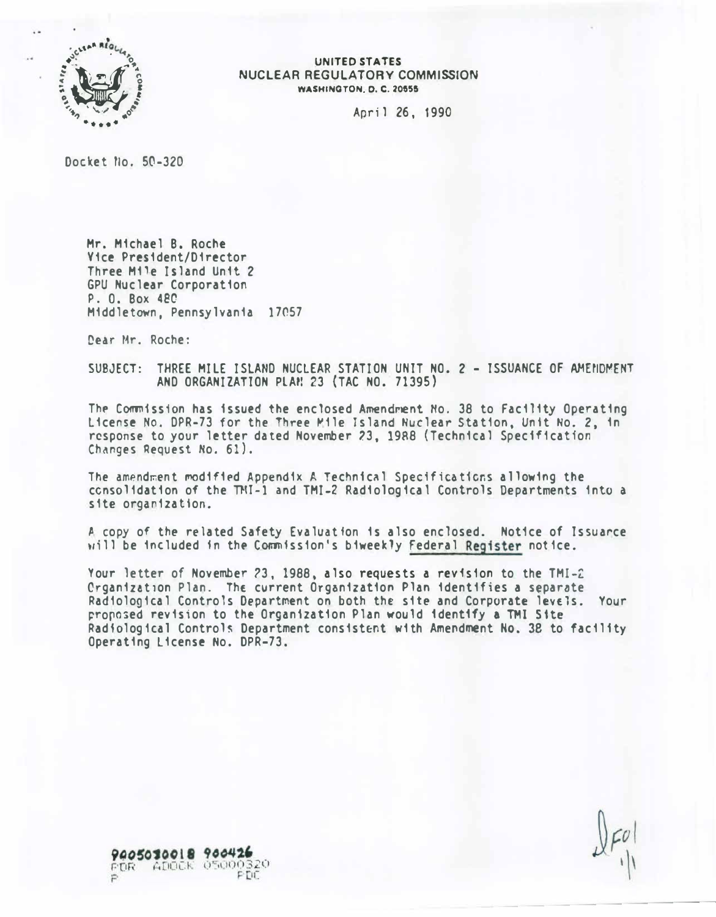**UNITED STATES**
**NUCLEAR REGULATORY COMMISSION**
**WASHINGTON, D. C. 20555**

April 26, 1990

Docket No. 50-320

Mr. Michael B. Roche
Vice President/Director
Three Mile Island Unit 2
GPU Nuclear Corporation
P. O. Box 480
Middletown, Pennsylvania 17057

Dear Mr. Roche:

SUBJECT: THREE MILE ISLAND NUCLEAR STATION UNIT NO. 2 - ISSUANCE OF AMENDMENT AND ORGANIZATION PLAN 23 (TAC NO. 71395)

The Commission has issued the enclosed Amendment No. 38 to Facility Operating License No. DPR-73 for the Three Mile Island Nuclear Station, Unit No. 2, in response to your letter dated November 23, 1988 (Technical Specification Changes Request No. 61).

The amendment modified Appendix A Technical Specifications allowing the consolidation of the TMI-1 and TMI-2 Radiological Controls Departments into a site organization.

A copy of the related Safety Evaluation is also enclosed. Notice of Issuance will be included in the Commission's biweekly Federal Register notice.

Your letter of November 23, 1988, also requests a revision to the TMI-2 Organization Plan. The current Organization Plan identifies a separate Radiological Controls Department on both the site and Corporate levels. Your proposed revision to the Organization Plan would identify a TMI Site Radiological Controls Department consistent with Amendment No. 38 to facility Operating License No. DPR-73.

9005030018 900426
PDR ADOCK 05000320
P PDC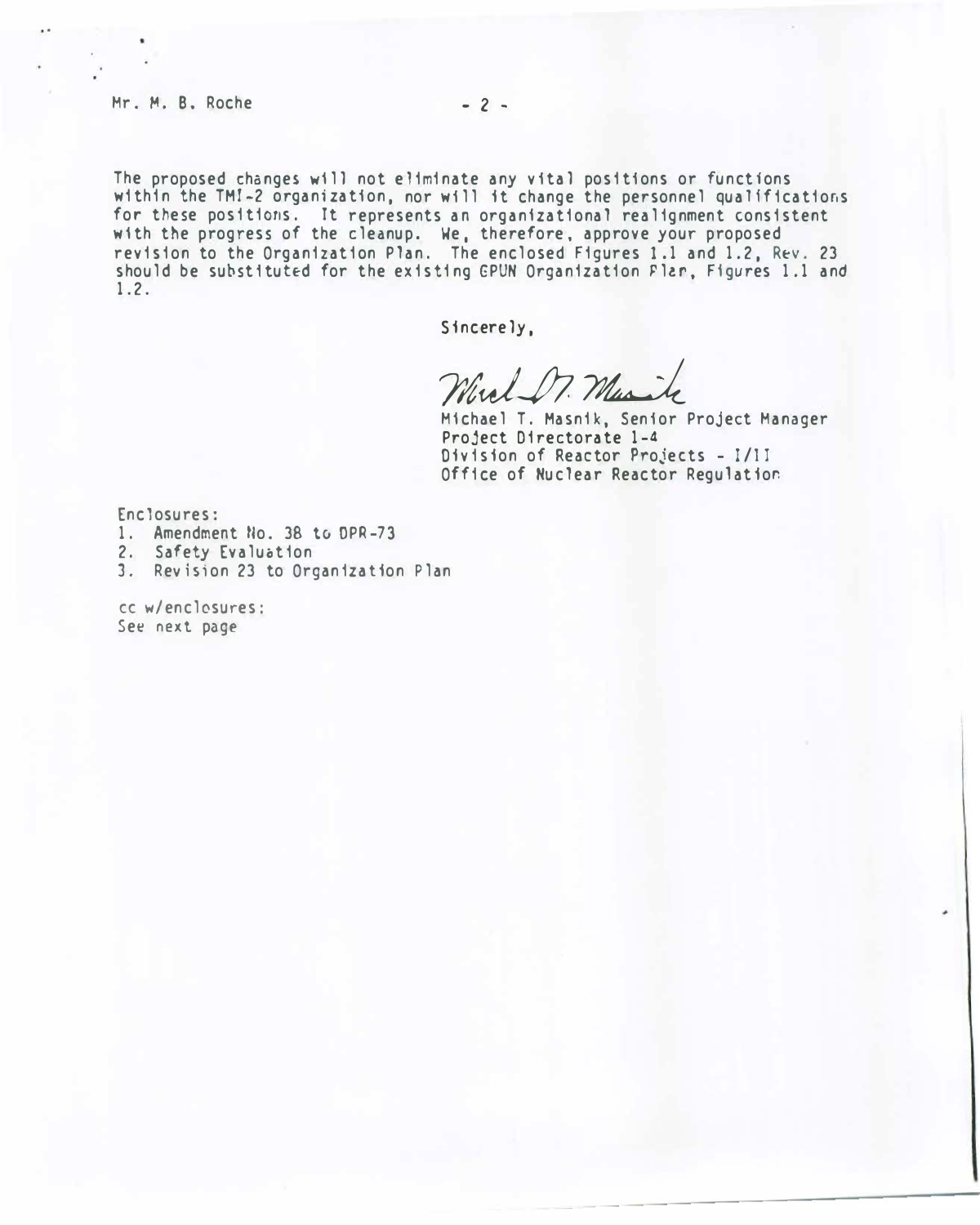Mr. M. B. Roche

The proposed changes will not eliminate any vital positions or functions within the TMI-2 organization, nor will it change the personnel qualifications for these positions. It represents an organizational realignment consistent with the progress of the cleanup. We, therefore, approve your proposed revision to the Organization Plan. The enclosed Figures 1.1 and 1.2, Rev. 23 should be substituted for the existing GPUN Organization Plan, Figures 1.1 and 1.2.

Sincerely,

Michael T. Masnik, Senior Project Manager
Project Directorate I-4
Division of Reactor Projects - I/II
Office of Nuclear Reactor Regulation

Enclosures:
1. Amendment No. 38 to DPR-73
2. Safety Evaluation
3. Revision 23 to Organization Plan

cc w/enclosures:
See next page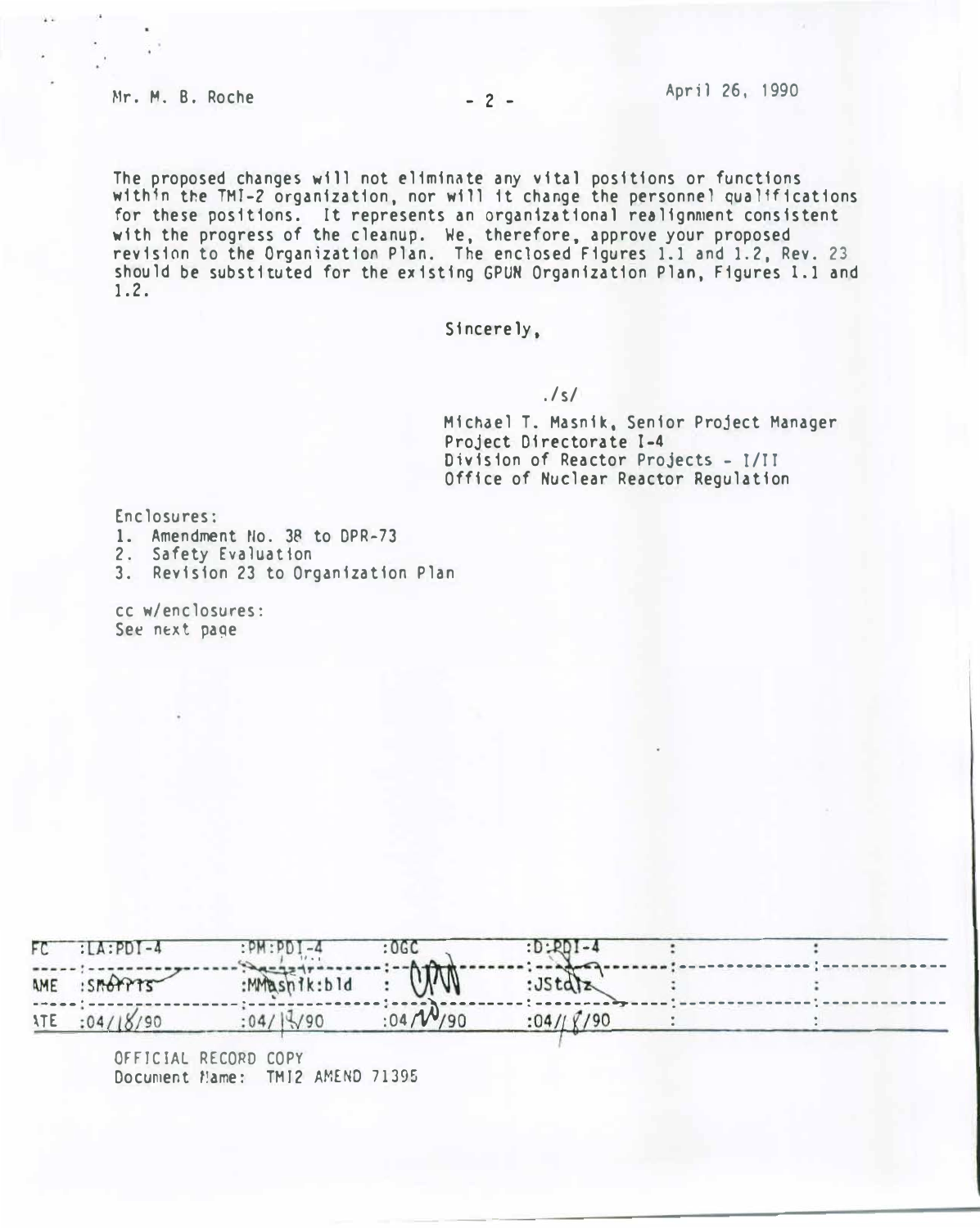Mr. M. B. Roche

April 26, 1990

The proposed changes will not eliminate any vital positions or functions within the TMI-2 organization, nor will it change the personnel qualifications for these positions. It represents an organizational realignment consistent with the progress of the cleanup. We, therefore, approve your proposed revision to the Organization Plan. The enclosed Figures 1.1 and 1.2, Rev. 23 should be substituted for the existing GPUN Organization Plan, Figures 1.1 and 1.2.

Sincerely,

./s/

Michael T. Masnik, Senior Project Manager
Project Directorate I-4
Division of Reactor Projects - I/II
Office of Nuclear Reactor Regulation

Enclosures:
1. Amendment No. 38 to DPR-73
2. Safety Evaluation
3. Revision 23 to Organization Plan

cc w/enclosures:
See next page

| FC | :LA:PDI-4 | :PM:PDI-4 | :OGC | :D:PDI-4 | : | : |
|---|---|---|---|---|---|---|
| AME | :SNorris | :MMasnik:bld | : | :JStolz | : | : |
| ATE | :04/18/90 | :04/19/90 | :04/20/90 | :04/18/90 | : | : |

OFFICIAL RECORD COPY
Document Name: TMI2 AMEND 71395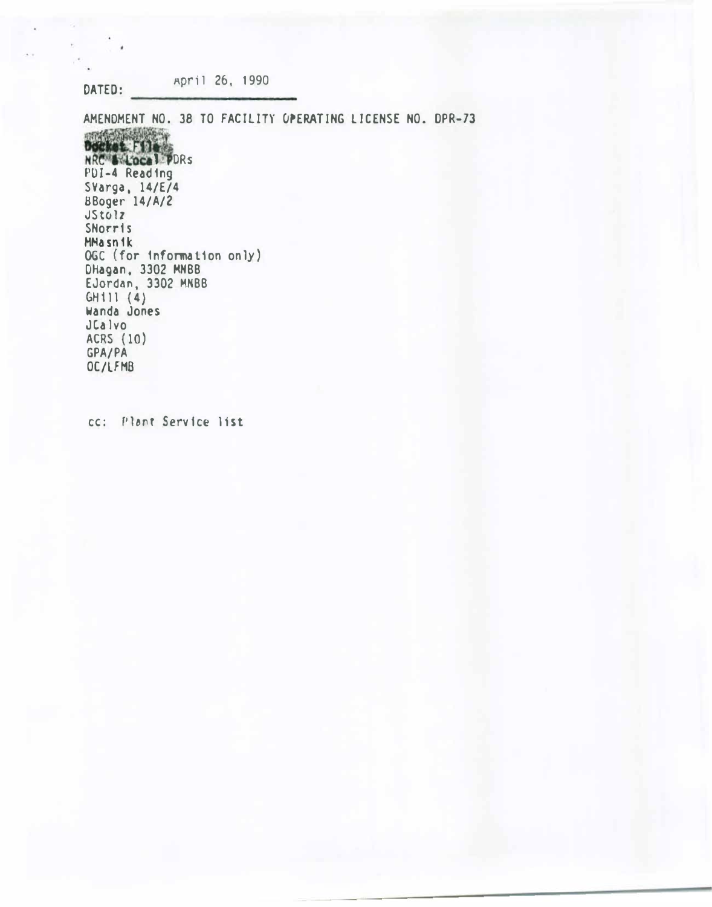DATED: April 26, 1990

AMENDMENT NO. 38 TO FACILITY OPERATING LICENSE NO. DPR-73

Docket File
NRC & Local PDRs
PDI-4 Reading
SVarga, 14/E/4
BBoger 14/A/2
JStolz
SNorris
MMasnik
OGC (for information only)
DHagan, 3302 MNBB
EJordan, 3302 MNBB
GHill (4)
Wanda Jones
JCalvo
ACRS (10)
GPA/PA
OC/LFMB

cc: Plant Service list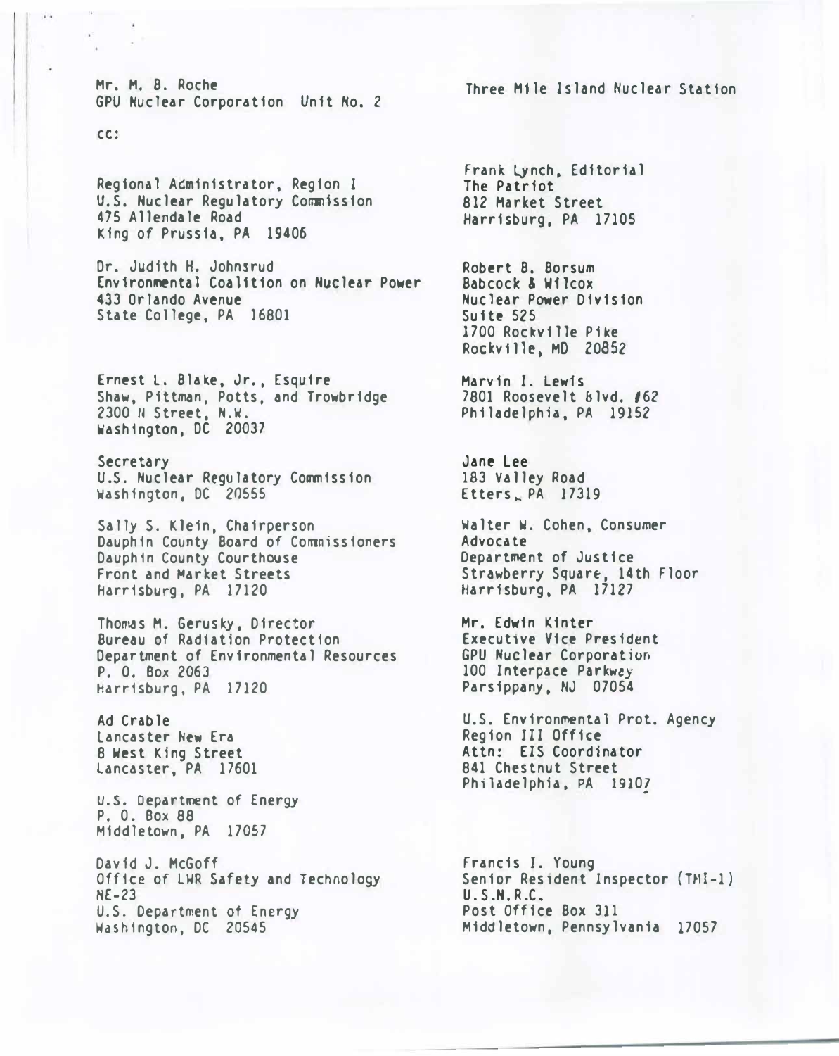Mr. M. B. Roche
GPU Nuclear Corporation Unit No. 2

Three Mile Island Nuclear Station

cc:

Regional Administrator, Region I
U.S. Nuclear Regulatory Commission
475 Allendale Road
King of Prussia, PA 19406

Dr. Judith H. Johnsrud
Environmental Coalition on Nuclear Power
433 Orlando Avenue
State College, PA 16801

Ernest L. Blake, Jr., Esquire
Shaw, Pittman, Potts, and Trowbridge
2300 N Street, N.W.
Washington, DC 20037

Secretary
U.S. Nuclear Regulatory Commission
Washington, DC 20555

Sally S. Klein, Chairperson
Dauphin County Board of Commissioners
Dauphin County Courthouse
Front and Market Streets
Harrisburg, PA 17120

Thomas M. Gerusky, Director
Bureau of Radiation Protection
Department of Environmental Resources
P. O. Box 2063
Harrisburg, PA 17120

Ad Crable
Lancaster New Era
8 West King Street
Lancaster, PA 17601

U.S. Department of Energy
P. O. Box 88
Middletown, PA 17057

David J. McGoff
Office of LWR Safety and Technology
NE-23
U.S. Department of Energy
Washington, DC 20545

Frank Lynch, Editorial
The Patriot
812 Market Street
Harrisburg, PA 17105

Robert B. Borsum
Babcock & Wilcox
Nuclear Power Division
Suite 525
1700 Rockville Pike
Rockville, MD 20852

Marvin I. Lewis
7801 Roosevelt Blvd. #62
Philadelphia, PA 19152

Jane Lee
183 Valley Road
Etters, PA 17319

Walter W. Cohen, Consumer
Advocate
Department of Justice
Strawberry Square, 14th Floor
Harrisburg, PA 17127

Mr. Edwin Kinter
Executive Vice President
GPU Nuclear Corporation
100 Interpace Parkway
Parsippany, NJ 07054

U.S. Environmental Prot. Agency
Region III Office
Attn: EIS Coordinator
841 Chestnut Street
Philadelphia, PA 19107

Francis I. Young
Senior Resident Inspector (TMI-1)
U.S.N.R.C.
Post Office Box 311
Middletown, Pennsylvania 17057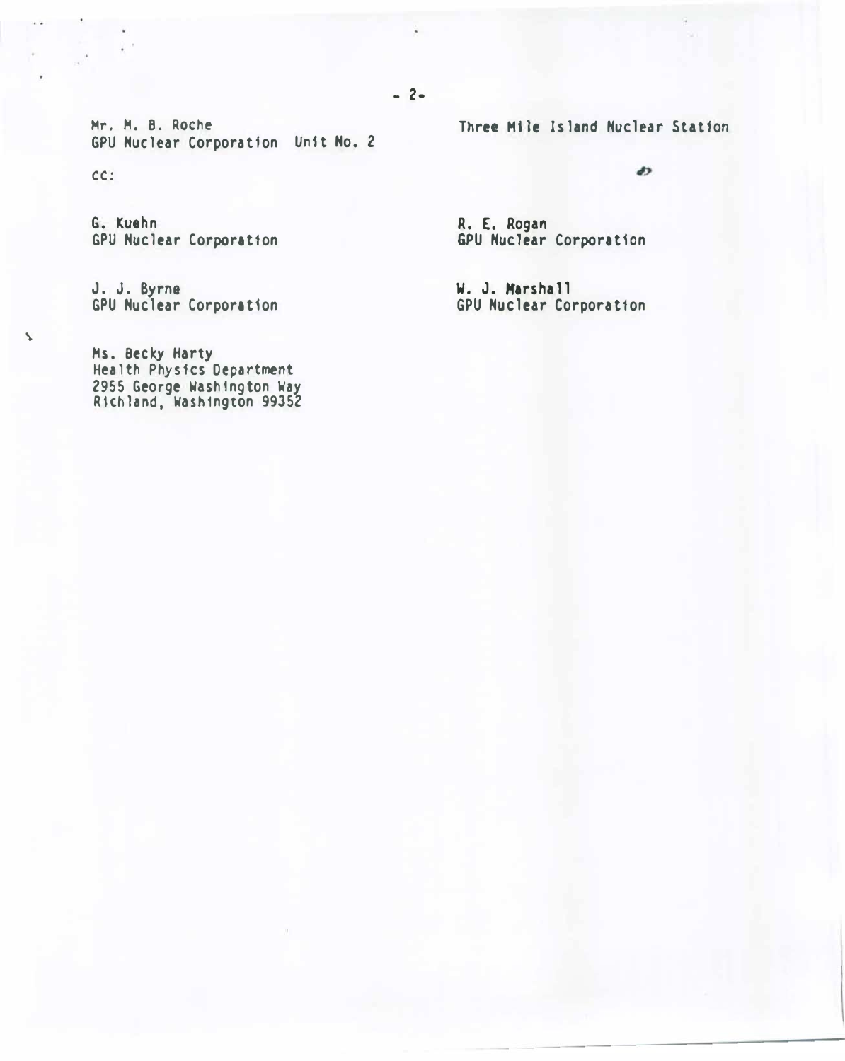Mr. M. B. Roche
GPU Nuclear Corporation Unit No. 2

Three Mile Island Nuclear Station

cc:

G. Kuehn
GPU Nuclear Corporation

J. J. Byrne
GPU Nuclear Corporation

Ms. Becky Harty
Health Physics Department
2955 George Washington Way
Richland, Washington 99352

R. E. Rogan
GPU Nuclear Corporation

W. J. Marshall
GPU Nuclear Corporation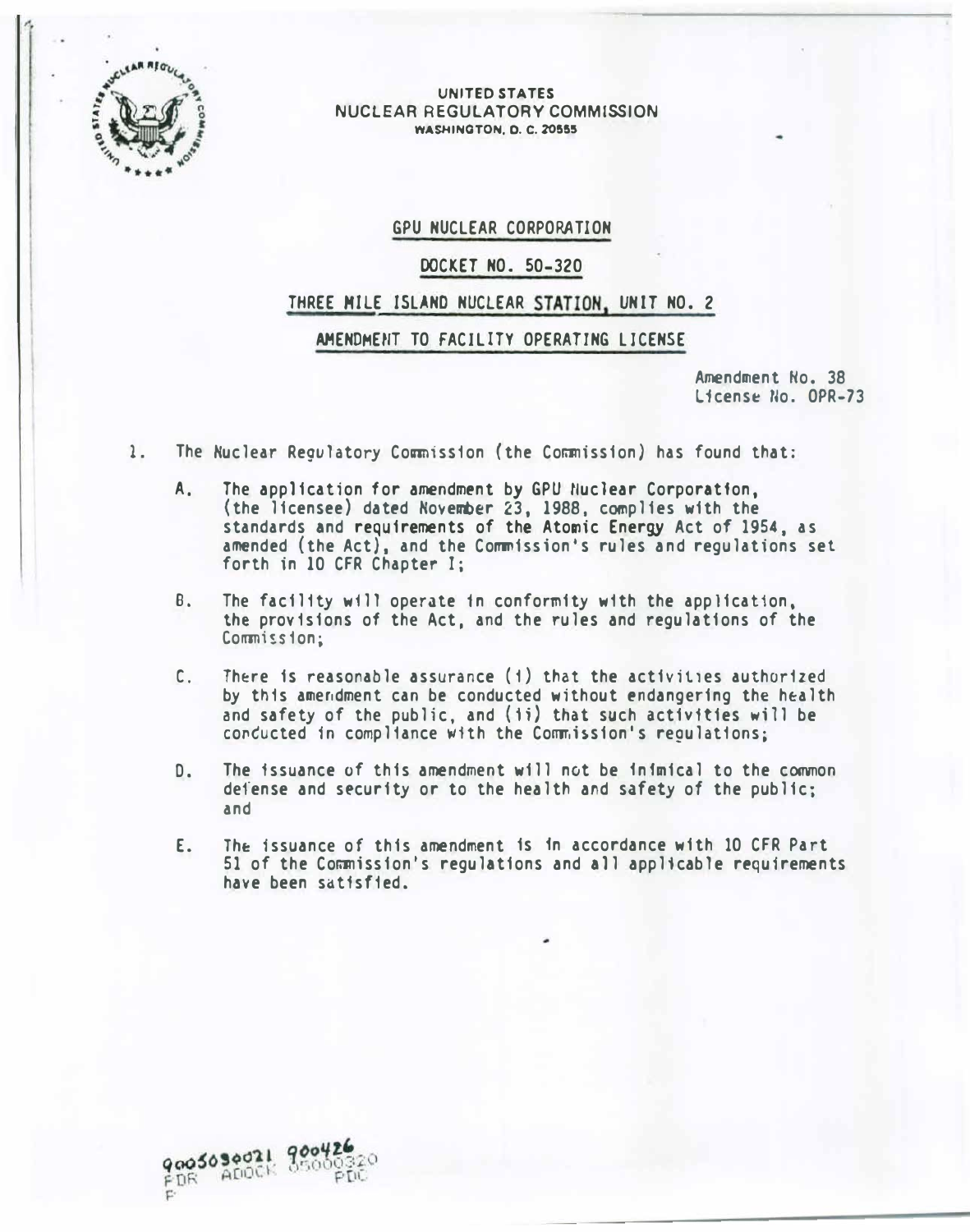UNITED STATES
NUCLEAR REGULATORY COMMISSION
WASHINGTON, D. C. 20555

## GPU NUCLEAR CORPORATION

## DOCKET NO. 50-320

## THREE MILE ISLAND NUCLEAR STATION, UNIT NO. 2

## AMENDMENT TO FACILITY OPERATING LICENSE

Amendment No. 38
License No. DPR-73

1. The Nuclear Regulatory Commission (the Commission) has found that:

   A. The application for amendment by GPU Nuclear Corporation, (the licensee) dated November 23, 1988, complies with the standards and requirements of the Atomic Energy Act of 1954, as amended (the Act), and the Commission's rules and regulations set forth in 10 CFR Chapter I;

   B. The facility will operate in conformity with the application, the provisions of the Act, and the rules and regulations of the Commission;

   C. There is reasonable assurance (i) that the activities authorized by this amendment can be conducted without endangering the health and safety of the public, and (ii) that such activities will be conducted in compliance with the Commission's regulations;

   D. The issuance of this amendment will not be inimical to the common defense and security or to the health and safety of the public; and

   E. The issuance of this amendment is in accordance with 10 CFR Part 51 of the Commission's regulations and all applicable requirements have been satisfied.

9005030021 900426
PDR ADOCK 05000320
P PDC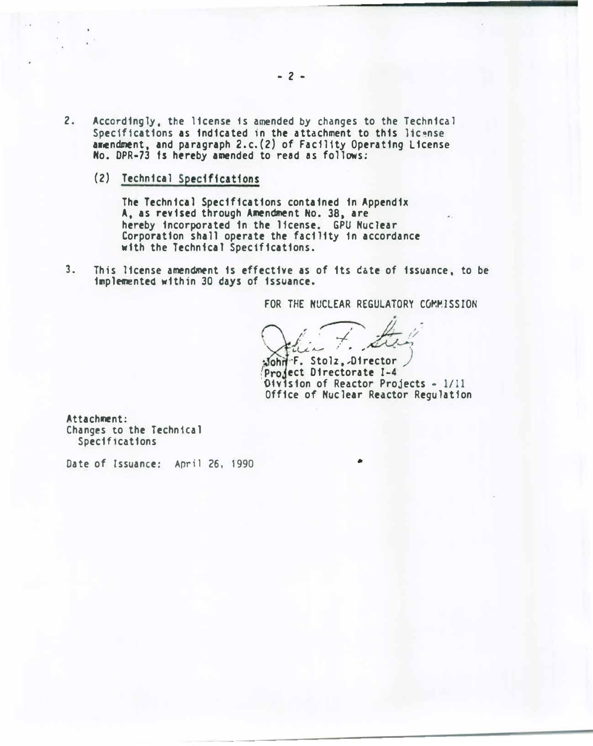2. Accordingly, the license is amended by changes to the Technical Specifications as indicated in the attachment to this license amendment, and paragraph 2.c.(2) of Facility Operating License No. DPR-73 is hereby amended to read as follows:

   (2) Technical Specifications

   The Technical Specifications contained in Appendix A, as revised through Amendment No. 38, are hereby incorporated in the license. GPU Nuclear Corporation shall operate the facility in accordance with the Technical Specifications.

3. This license amendment is effective as of its date of issuance, to be implemented within 30 days of issuance.

FOR THE NUCLEAR REGULATORY COMMISSION

John F. Stolz, Director
Project Directorate I-4
Division of Reactor Projects - I/II
Office of Nuclear Reactor Regulation

Attachment:
Changes to the Technical Specifications

Date of Issuance: April 26, 1990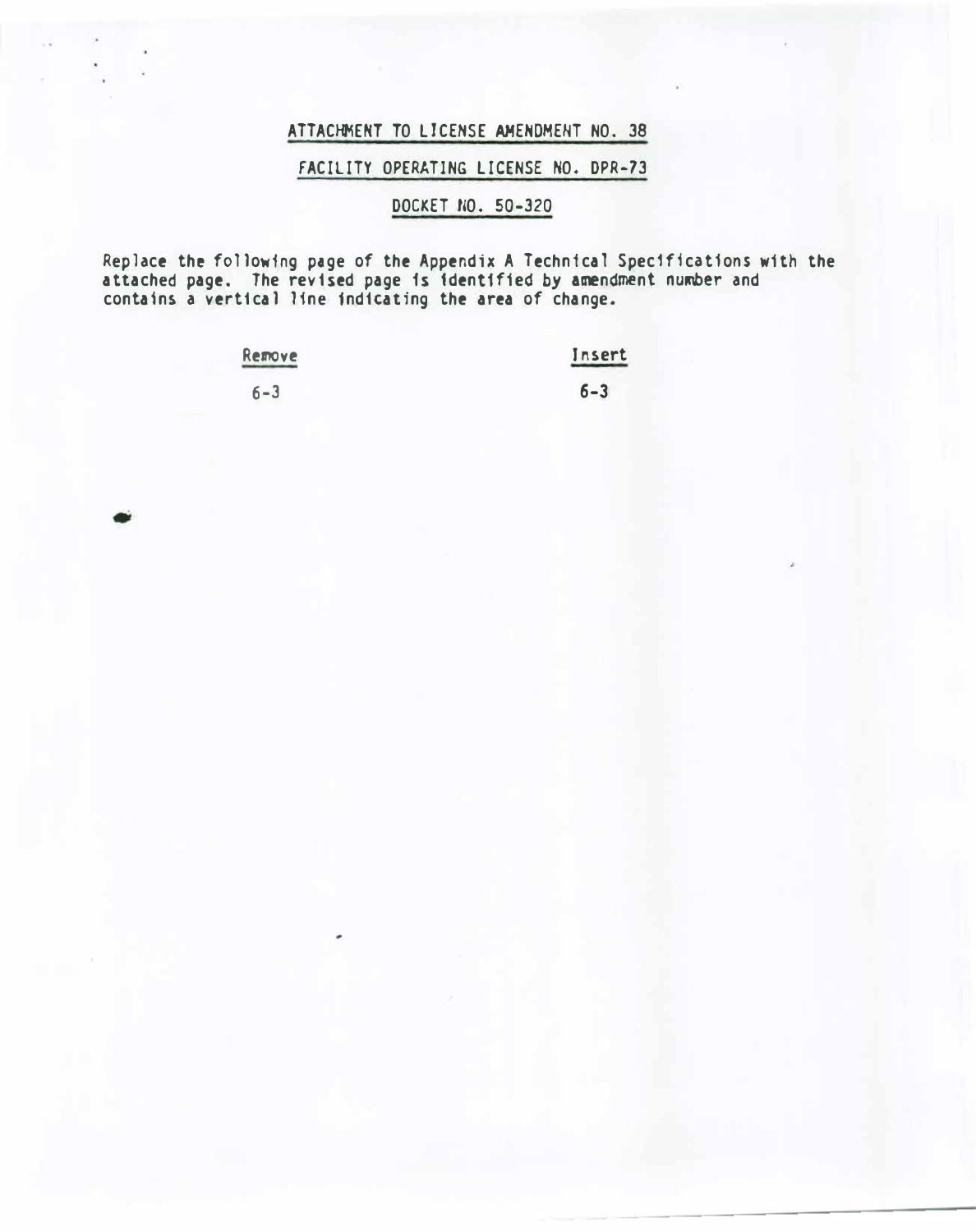ATTACHMENT TO LICENSE AMENDMENT NO. 38

FACILITY OPERATING LICENSE NO. DPR-73

DOCKET NO. 50-320

Replace the following page of the Appendix A Technical Specifications with the attached page. The revised page is identified by amendment number and contains a vertical line indicating the area of change.

| Remove | Insert |
| --- | --- |
| 6-3 | 6-3 |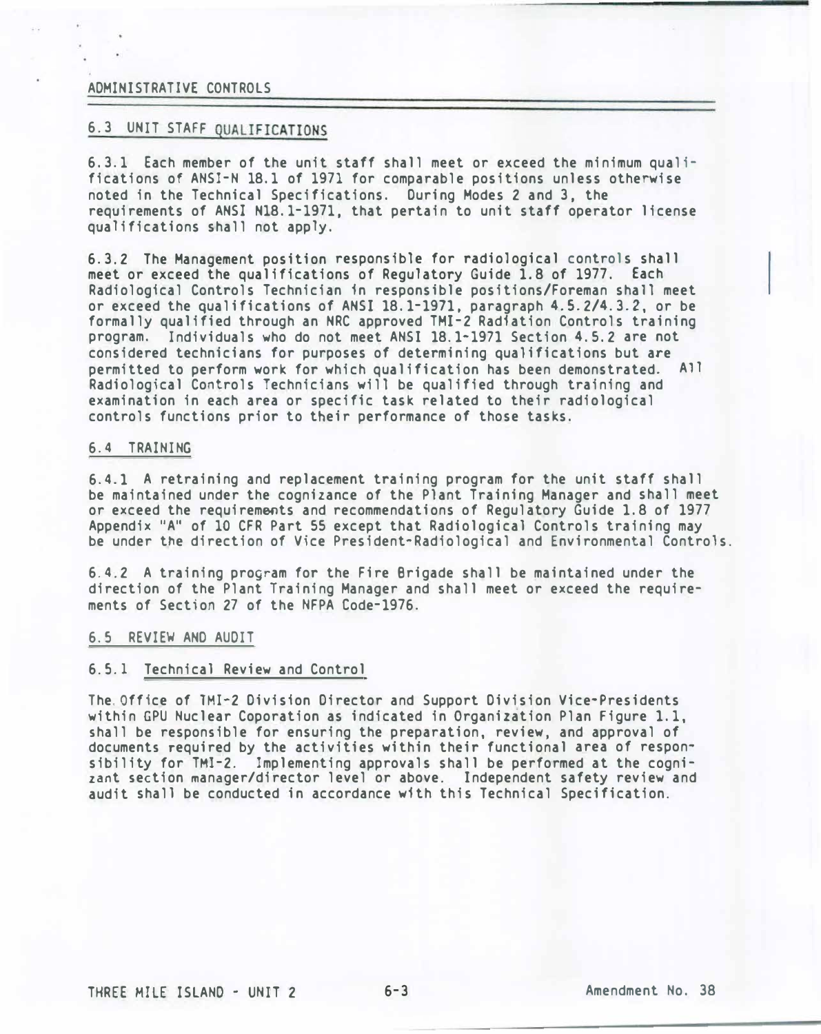ADMINISTRATIVE CONTROLS

## 6.3 UNIT STAFF QUALIFICATIONS

6.3.1 Each member of the unit staff shall meet or exceed the minimum qualifications of ANSI-N 18.1 of 1971 for comparable positions unless otherwise noted in the Technical Specifications. During Modes 2 and 3, the requirements of ANSI N18.1-1971, that pertain to unit staff operator license qualifications shall not apply.

6.3.2 The Management position responsible for radiological controls shall meet or exceed the qualifications of Regulatory Guide 1.8 of 1977. Each Radiological Controls Technician in responsible positions/Foreman shall meet or exceed the qualifications of ANSI 18.1-1971, paragraph 4.5.2/4.3.2, or be formally qualified through an NRC approved TMI-2 Radiation Controls training program. Individuals who do not meet ANSI 18.1-1971 Section 4.5.2 are not considered technicians for purposes of determining qualifications but are permitted to perform work for which qualification has been demonstrated. All Radiological Controls Technicians will be qualified through training and examination in each area or specific task related to their radiological controls functions prior to their performance of those tasks.

## 6.4 TRAINING

6.4.1 A retraining and replacement training program for the unit staff shall be maintained under the cognizance of the Plant Training Manager and shall meet or exceed the requirements and recommendations of Regulatory Guide 1.8 of 1977 Appendix "A" of 10 CFR Part 55 except that Radiological Controls training may be under the direction of Vice President-Radiological and Environmental Controls.

6.4.2 A training program for the Fire Brigade shall be maintained under the direction of the Plant Training Manager and shall meet or exceed the requirements of Section 27 of the NFPA Code-1976.

## 6.5 REVIEW AND AUDIT

### 6.5.1 Technical Review and Control

The Office of TMI-2 Division Director and Support Division Vice-Presidents within GPU Nuclear Coporation as indicated in Organization Plan Figure 1.1, shall be responsible for ensuring the preparation, review, and approval of documents required by the activities within their functional area of responsibility for TMI-2. Implementing approvals shall be performed at the cognizant section manager/director level or above. Independent safety review and audit shall be conducted in accordance with this Technical Specification.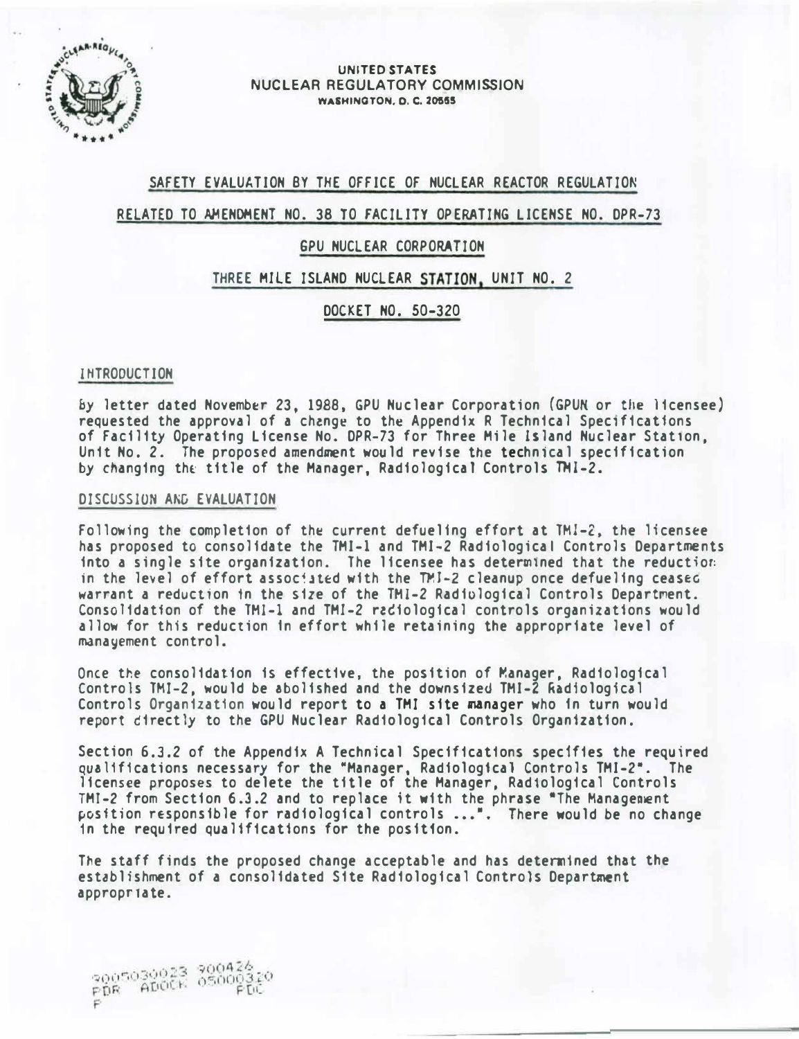UNITED STATES
NUCLEAR REGULATORY COMMISSION
WASHINGTON, D. C. 20555

## SAFETY EVALUATION BY THE OFFICE OF NUCLEAR REACTOR REGULATION

## RELATED TO AMENDMENT NO. 38 TO FACILITY OPERATING LICENSE NO. DPR-73

## GPU NUCLEAR CORPORATION

## THREE MILE ISLAND NUCLEAR STATION, UNIT NO. 2

## DOCKET NO. 50-320

### INTRODUCTION

By letter dated November 23, 1988, GPU Nuclear Corporation (GPUN or the licensee) requested the approval of a change to the Appendix R Technical Specifications of Facility Operating License No. DPR-73 for Three Mile Island Nuclear Station, Unit No. 2. The proposed amendment would revise the technical specification by changing the title of the Manager, Radiological Controls TMI-2.

### DISCUSSION AND EVALUATION

Following the completion of the current defueling effort at TMI-2, the licensee has proposed to consolidate the TMI-1 and TMI-2 Radiological Controls Departments into a single site organization. The licensee has determined that the reduction in the level of effort associated with the TMI-2 cleanup once defueling ceases warrant a reduction in the size of the TMI-2 Radiological Controls Department. Consolidation of the TMI-1 and TMI-2 radiological controls organizations would allow for this reduction in effort while retaining the appropriate level of management control.

Once the consolidation is effective, the position of Manager, Radiological Controls TMI-2, would be abolished and the downsized TMI-2 Radiological Controls Organization would report to a TMI site manager who in turn would report directly to the GPU Nuclear Radiological Controls Organization.

Section 6.3.2 of the Appendix A Technical Specifications specifies the required qualifications necessary for the "Manager, Radiological Controls TMI-2". The licensee proposes to delete the title of the Manager, Radiological Controls TMI-2 from Section 6.3.2 and to replace it with the phrase "The Management position responsible for radiological controls ...". There would be no change in the required qualifications for the position.

The staff finds the proposed change acceptable and has determined that the establishment of a consolidated Site Radiological Controls Department appropriate.

9005030023 900426
PDR ADOCK 05000320
P PDC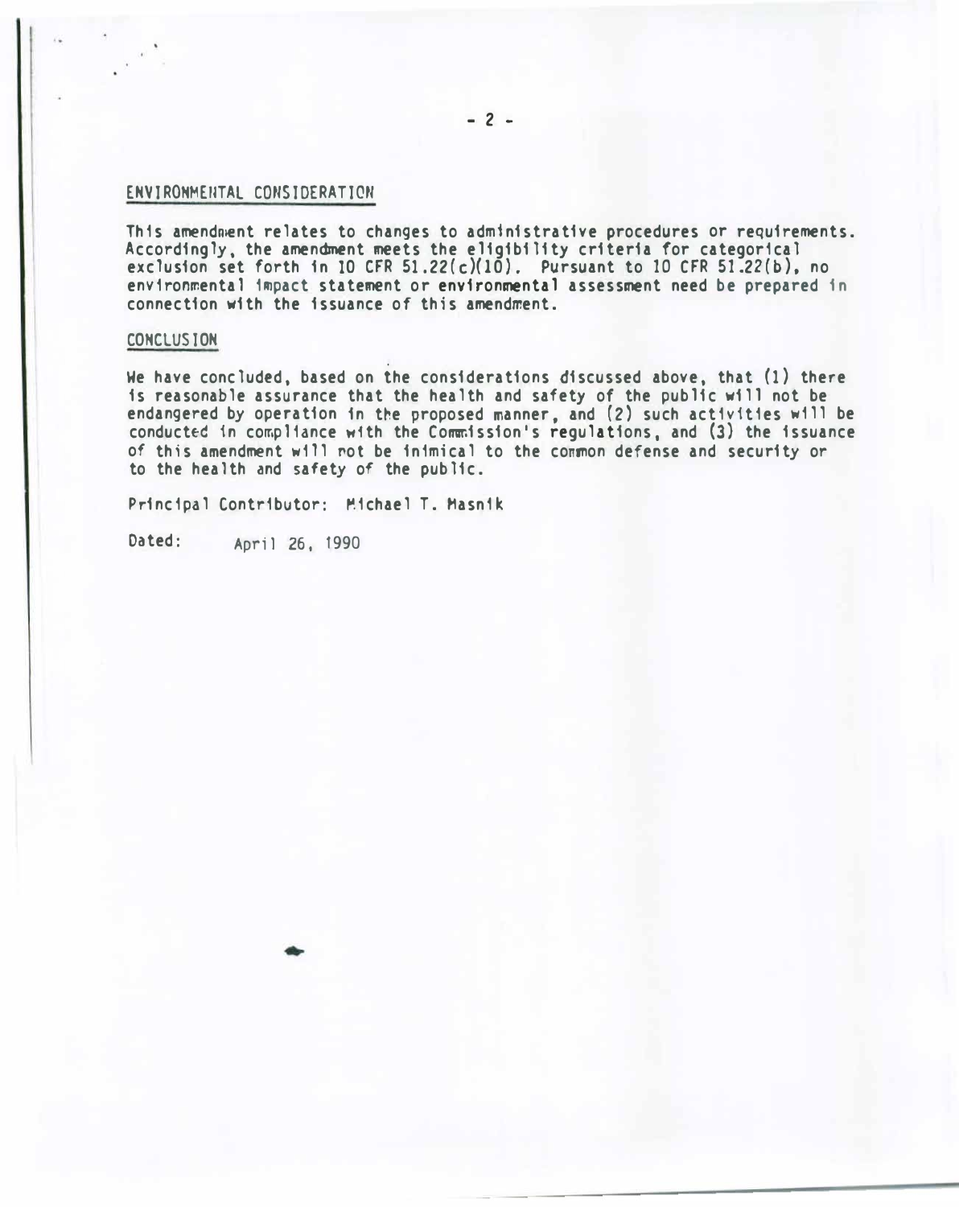## ENVIRONMENTAL CONSIDERATION

This amendment relates to changes to administrative procedures or requirements. Accordingly, the amendment meets the eligibility criteria for categorical exclusion set forth in 10 CFR 51.22(c)(10). Pursuant to 10 CFR 51.22(b), no environmental impact statement or environmental assessment need be prepared in connection with the issuance of this amendment.

## CONCLUSION

We have concluded, based on the considerations discussed above, that (1) there is reasonable assurance that the health and safety of the public will not be endangered by operation in the proposed manner, and (2) such activities will be conducted in compliance with the Commission's regulations, and (3) the issuance of this amendment will not be inimical to the common defense and security or to the health and safety of the public.

Principal Contributor: Michael T. Masnik

Dated: April 26, 1990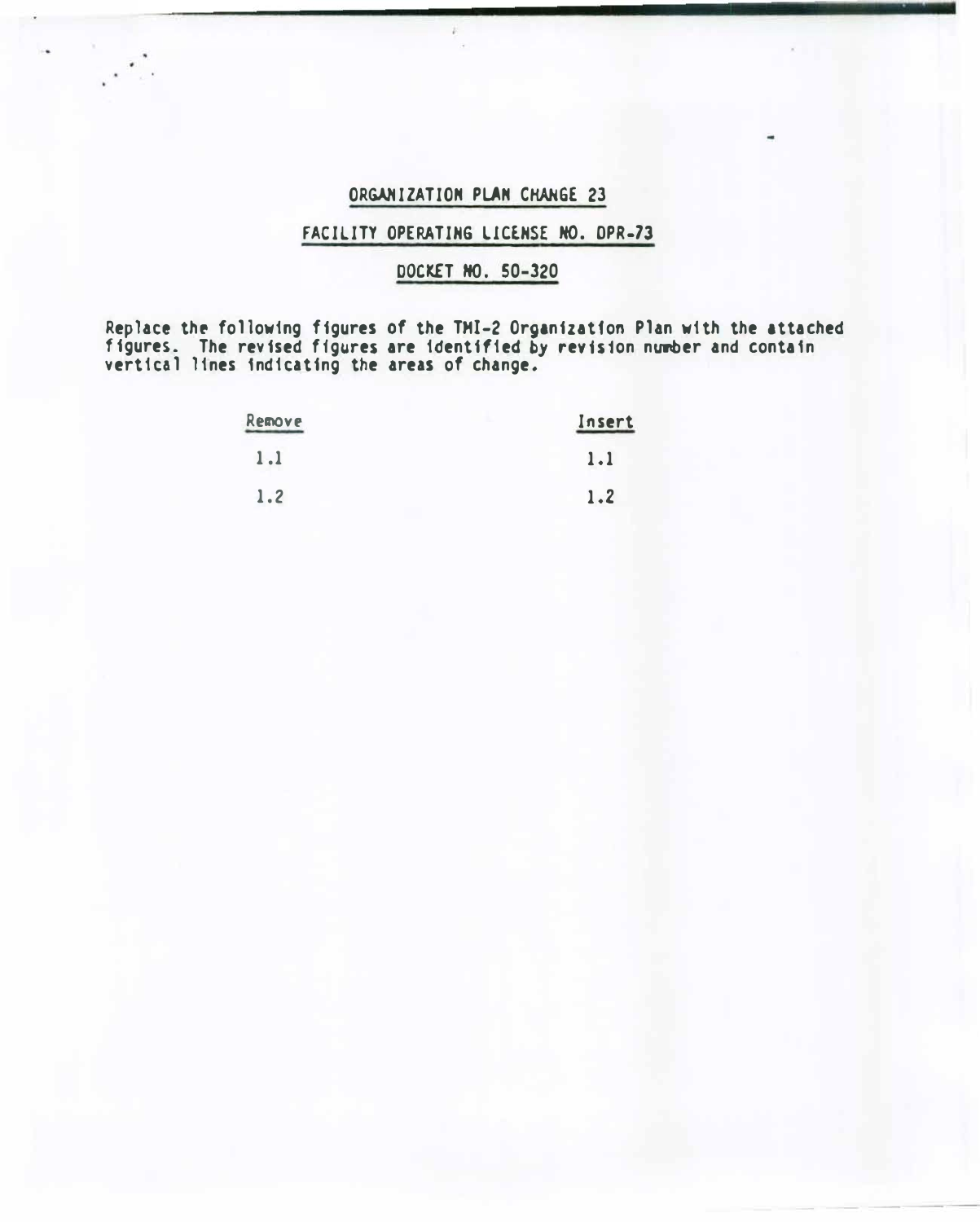## ORGANIZATION PLAN CHANGE 23

## FACILITY OPERATING LICENSE NO. DPR-73

## DOCKET NO. 50-320

Replace the following figures of the TMI-2 Organization Plan with the attached figures. The revised figures are identified by revision number and contain vertical lines indicating the areas of change.

| Remove | Insert |
|---|---|
| 1.1 | 1.1 |
| 1.2 | 1.2 |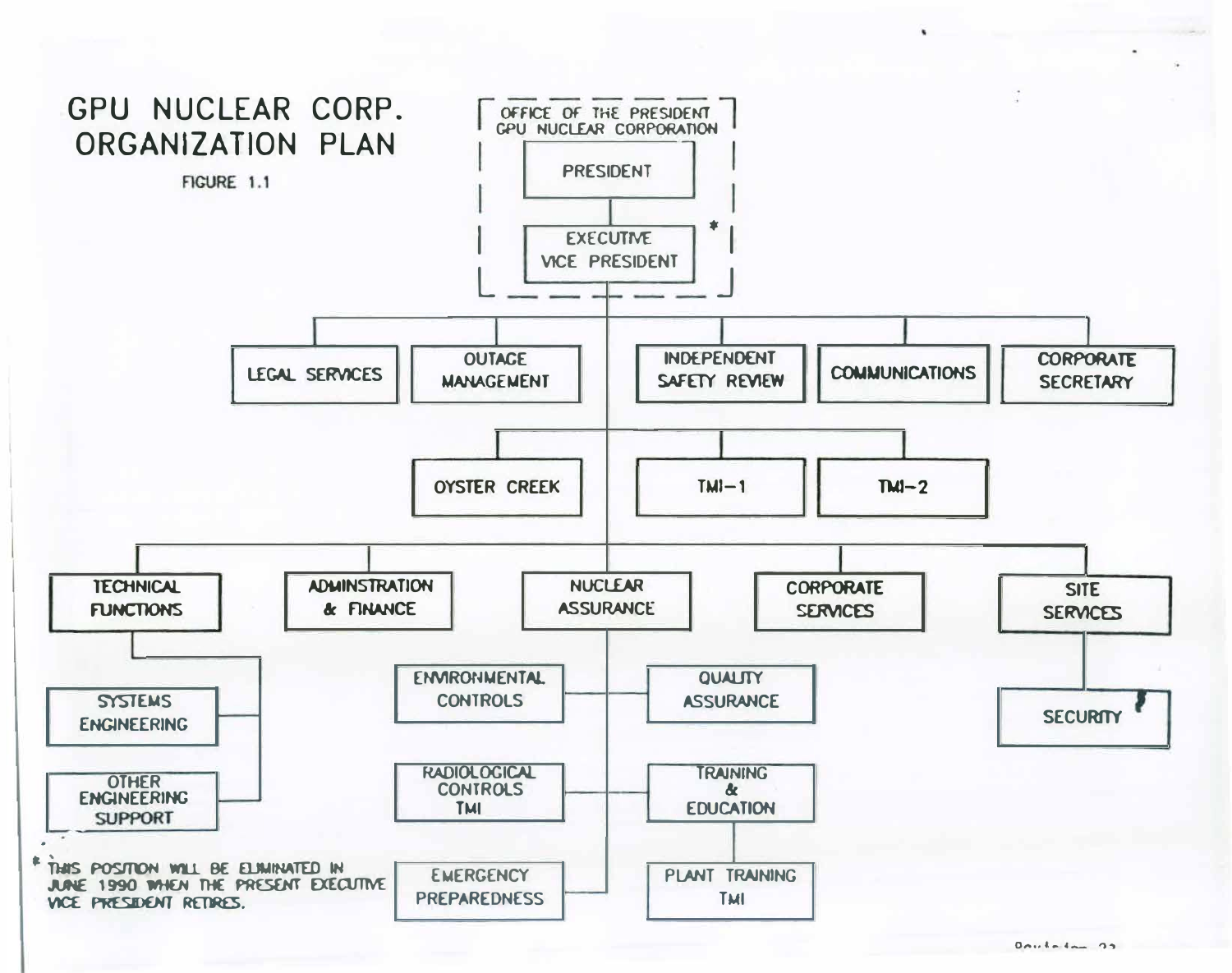# GPU NUCLEAR CORP. ORGANIZATION PLAN

FIGURE 1.1

OFFICE OF THE PRESIDENT GPU NUCLEAR CORPORATION

- PRESIDENT
  - EXECUTIVE VICE PRESIDENT *
    - LEGAL SERVICES
    - OUTAGE MANAGEMENT
    - INDEPENDENT SAFETY REVIEW
    - COMMUNICATIONS
    - CORPORATE SECRETARY
    - OYSTER CREEK
    - TMI-1
    - TMI-2
    - TECHNICAL FUNCTIONS
      - SYSTEMS ENGINEERING
      - OTHER ENGINEERING SUPPORT
    - ADMINSTRATION & FINANCE
    - NUCLEAR ASSURANCE
      - ENVIRONMENTAL CONTROLS
      - QUALITY ASSURANCE
      - RADIOLOGICAL CONTROLS TMI
      - TRAINING & EDUCATION
        - PLANT TRAINING TMI
      - EMERGENCY PREPAREDNESS
    - CORPORATE SERVICES
    - SITE SERVICES
      - SECURITY

* THIS POSITION WILL BE ELIMINATED IN JUNE 1990 WHEN THE PRESENT EXECUTIVE VICE PRESIDENT RETIRES.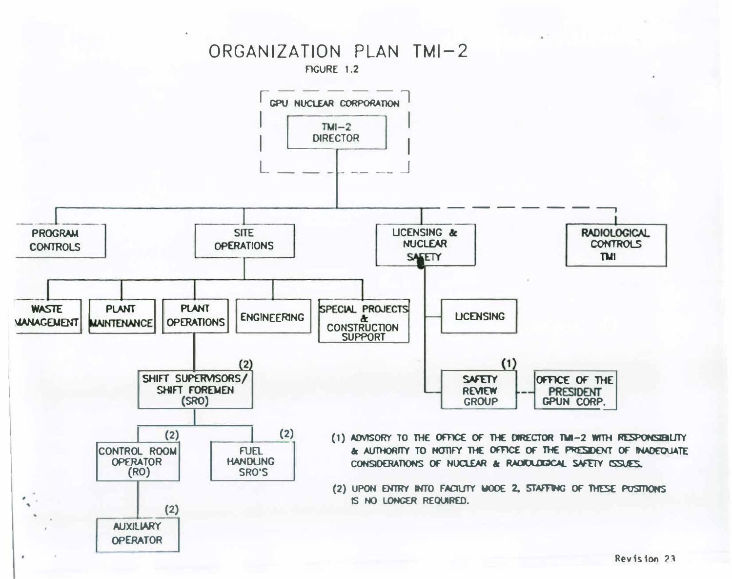# ORGANIZATION PLAN TMI-2

FIGURE 1.2

GPU NUCLEAR CORPORATION

TMI-2 DIRECTOR

PROGRAM CONTROLS

SITE OPERATIONS

LICENSING & NUCLEAR SAFETY

RADIOLOGICAL CONTROLS TMI

WASTE MANAGEMENT

PLANT MAINTENANCE

PLANT OPERATIONS

ENGINEERING

SPECIAL PROJECTS & CONSTRUCTION SUPPORT

LICENSING

SHIFT SUPERVISORS/ SHIFT FOREMEN (SRO) (2)

SAFETY REVIEW GROUP (1)

OFFICE OF THE PRESIDENT GPUN CORP.

CONTROL ROOM OPERATOR (RO) (2)

FUEL HANDLING SRO'S (2)

AUXILIARY OPERATOR (2)

(1) ADVISORY TO THE OFFICE OF THE DIRECTOR TMI-2 WITH RESPONSIBILITY & AUTHORITY TO NOTIFY THE OFFICE OF THE PRESIDENT OF INADEQUATE CONSIDERATIONS OF NUCLEAR & RADIOLOGICAL SAFETY ISSUES.

(2) UPON ENTRY INTO FACILITY MODE 2, STAFFING OF THESE POSITIONS IS NO LONGER REQUIRED.

Revision 23